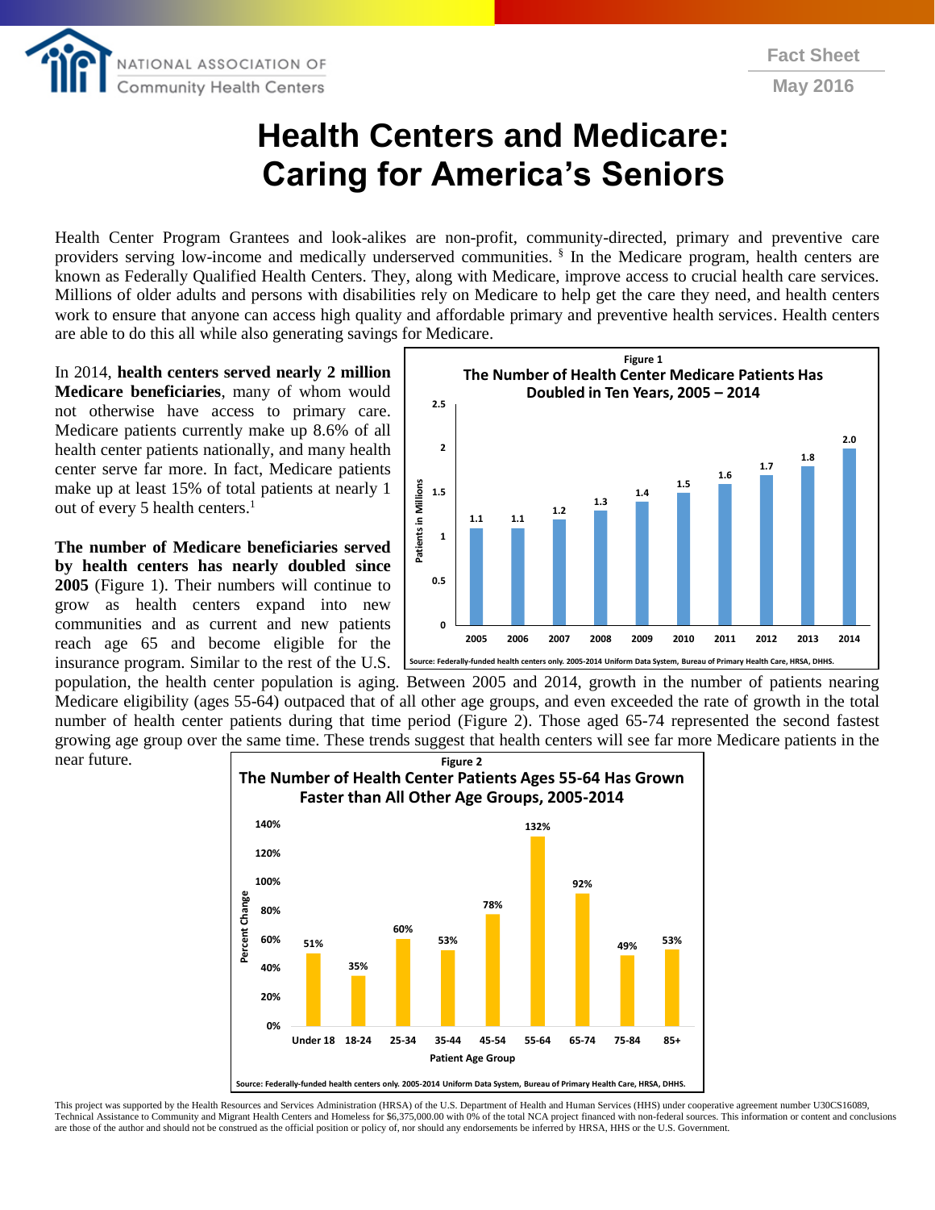NATIONAL ASSOCIATION OF Community Health Centers

Fact Sheet

May 2016

# Health Centers and Medicare: Caring for America's Seniors

Health Center Program Grantees and look-alikes are non-profit, community-directed, primary and preventive care providers serving low-income and medically underserved communities. § In the Medicare program, health centers are known as Federally Qualified Health Centers. They, along with Medicare, improve access to crucial health care services. Millions of older adults and persons with disabilities rely on Medicare to help get the care they need, and health centers work to ensure that anyone can access high quality and affordable primary and preventive health services. Health centers are able to do this all while also generating savings for Medicare.

In 2014, **health centers served nearly 2 million Medicare beneficiaries**, many of whom would not otherwise have access to primary care. Medicare patients currently make up 8.6% of all health center patients nationally, and many health center serve far more. In fact, Medicare patients make up at least 15% of total patients at nearly 1 out of every 5 health centers.[1]

**The number of Medicare beneficiaries served by health centers has nearly doubled since 2005** (Figure 1). Their numbers will continue to grow as health centers expand into new communities and as current and new patients reach age 65 and become eligible for the insurance program. Similar to the rest of the U.S. population, the health center population is aging. Between 2005 and 2014, growth in the number of patients nearing Medicare eligibility (ages 55-64) outpaced that of all other age groups, and even exceeded the rate of growth in the total number of health center patients during that time period (Figure 2). Those aged 65-74 represented the second fastest growing age group over the same time. These trends suggest that health centers will see far more Medicare patients in the near future.

**Figure 1**

**The Number of Health Center Medicare Patients Has Doubled in Ten Years, 2005 – 2014**

| Year | Patients in Millions |
|---|---|
| 2005 | 1.1 |
| 2006 | 1.1 |
| 2007 | 1.2 |
| 2008 | 1.3 |
| 2009 | 1.4 |
| 2010 | 1.5 |
| 2011 | 1.6 |
| 2012 | 1.7 |
| 2013 | 1.8 |
| 2014 | 2.0 |

Source: Federally-funded health centers only. 2005-2014 Uniform Data System, Bureau of Primary Health Care, HRSA, DHHS.

**Figure 2**

**The Number of Health Center Patients Ages 55-64 Has Grown Faster than All Other Age Groups, 2005-2014**

| Patient Age Group | Percent Change |
|---|---|
| Under 18 | 51% |
| 18-24 | 35% |
| 25-34 | 60% |
| 35-44 | 53% |
| 45-54 | 78% |
| 55-64 | 132% |
| 65-74 | 92% |
| 75-84 | 49% |
| 85+ | 53% |

Source: Federally-funded health centers only. 2005-2014 Uniform Data System, Bureau of Primary Health Care, HRSA, DHHS.

This project was supported by the Health Resources and Services Administration (HRSA) of the U.S. Department of Health and Human Services (HHS) under cooperative agreement number U30CS16089, Technical Assistance to Community and Migrant Health Centers and Homeless for $6,375,000.00 with 0% of the total NCA project financed with non-federal sources. This information or content and conclusions are those of the author and should not be construed as the official position or policy of, nor should any endorsements be inferred by HRSA, HHS or the U.S. Government.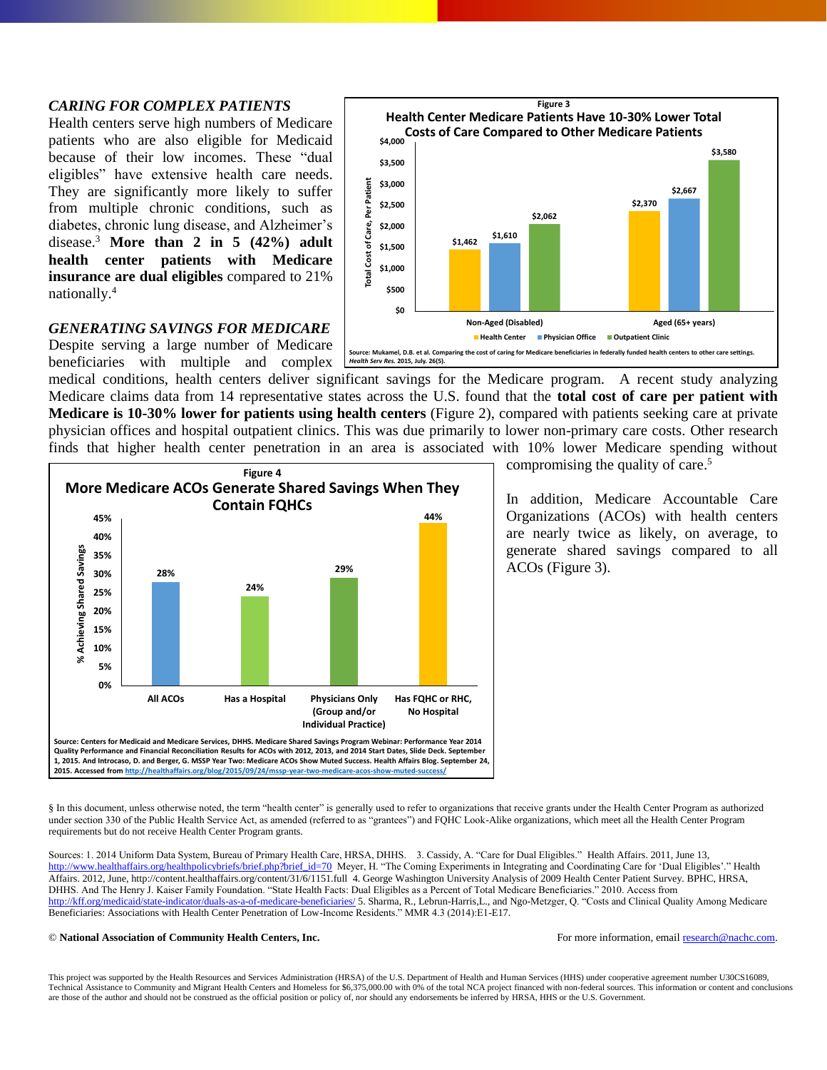### *CARING FOR COMPLEX PATIENTS*

Health centers serve high numbers of Medicare patients who are also eligible for Medicaid because of their low incomes. These "dual eligibles" have extensive health care needs. They are significantly more likely to suffer from multiple chronic conditions, such as diabetes, chronic lung disease, and Alzheimer's disease.[3] **More than 2 in 5 (42%) adult health center patients with Medicare insurance are dual eligibles** compared to 21% nationally.[4]

### *GENERATING SAVINGS FOR MEDICARE*

Despite serving a large number of Medicare beneficiaries with multiple and complex medical conditions, health centers deliver significant savings for the Medicare program. A recent study analyzing Medicare claims data from 14 representative states across the U.S. found that the **total cost of care per patient with Medicare is 10-30% lower for patients using health centers** (Figure 2), compared with patients seeking care at private physician offices and hospital outpatient clinics. This was due primarily to lower non-primary care costs. Other research finds that higher health center penetration in an area is associated with 10% lower Medicare spending without compromising the quality of care.[5]

In addition, Medicare Accountable Care Organizations (ACOs) with health centers are nearly twice as likely, on average, to generate shared savings compared to all ACOs (Figure 3).

**Figure 3**
**Health Center Medicare Patients Have 10-30% Lower Total Costs of Care Compared to Other Medicare Patients**

Total Cost of Care, Per Patient

$4,000
$3,500
$3,000
$2,500
$2,000
$1,500
$1,000
$500
$0

Non-Aged (Disabled): $1,462, $1,610, $2,062
Aged (65+ years): $2,370, $2,667, $3,580

Health Center | Physician Office | Outpatient Clinic

Source: Mukamel, D.B. et al. Comparing the cost of caring for Medicare beneficiaries in federally funded health centers to other care settings. *Health Serv Res.* 2015, July. 26(5).

**Figure 4**
**More Medicare ACOs Generate Shared Savings When They Contain FQHCs**

% Achieving Shared Savings

45%
40%
35%
30%
25%
20%
15%
10%
5%
0%

All ACOs: 28%
Has a Hospital: 24%
Physicians Only (Group and/or Individual Practice): 29%
Has FQHC or RHC, No Hospital: 44%

Source: Centers for Medicaid and Medicare Services, DHHS. Medicare Shared Savings Program Webinar: Performance Year 2014 Quality Performance and Financial Reconciliation Results for ACOs with 2012, 2013, and 2014 Start Dates, Slide Deck. September 1, 2015. And Introcaso, D. and Berger, G. MSSP Year Two: Medicare ACOs Show Muted Success. Health Affairs Blog. September 24, 2015. Accessed from http://healthaffairs.org/blog/2015/09/24/mssp-year-two-medicare-acos-show-muted-success/

§ In this document, unless otherwise noted, the term "health center" is generally used to refer to organizations that receive grants under the Health Center Program as authorized under section 330 of the Public Health Service Act, as amended (referred to as "grantees") and FQHC Look-Alike organizations, which meet all the Health Center Program requirements but do not receive Health Center Program grants.

Sources: 1. 2014 Uniform Data System, Bureau of Primary Health Care, HRSA, DHHS. 3. Cassidy, A. "Care for Dual Eligibles." Health Affairs. 2011, June 13, http://www.healthaffairs.org/healthpolicybriefs/brief.php?brief_id=70 Meyer, H. "The Coming Experiments in Integrating and Coordinating Care for 'Dual Eligibles'." Health Affairs. 2012, June, http://content.healthaffairs.org/content/31/6/1151.full 4. George Washington University Analysis of 2009 Health Center Patient Survey. BPHC, HRSA, DHHS. And The Henry J. Kaiser Family Foundation. "State Health Facts: Dual Eligibles as a Percent of Total Medicare Beneficiaries." 2010. Access from http://kff.org/medicaid/state-indicator/duals-as-a-of-medicare-beneficiaries/ 5. Sharma, R., Lebrun-Harris,L., and Ngo-Metzger, Q. "Costs and Clinical Quality Among Medicare Beneficiaries: Associations with Health Center Penetration of Low-Income Residents." MMR 4.3 (2014):E1-E17.

© **National Association of Community Health Centers, Inc.** For more information, email research@nachc.com.

This project was supported by the Health Resources and Services Administration (HRSA) of the U.S. Department of Health and Human Services (HHS) under cooperative agreement number U30CS16089, Technical Assistance to Community and Migrant Health Centers and Homeless for $6,375,000.00 with 0% of the total NCA project financed with non-federal sources. This information or content and conclusions are those of the author and should not be construed as the official position or policy of, nor should any endorsements be inferred by HRSA, HHS or the U.S. Government.